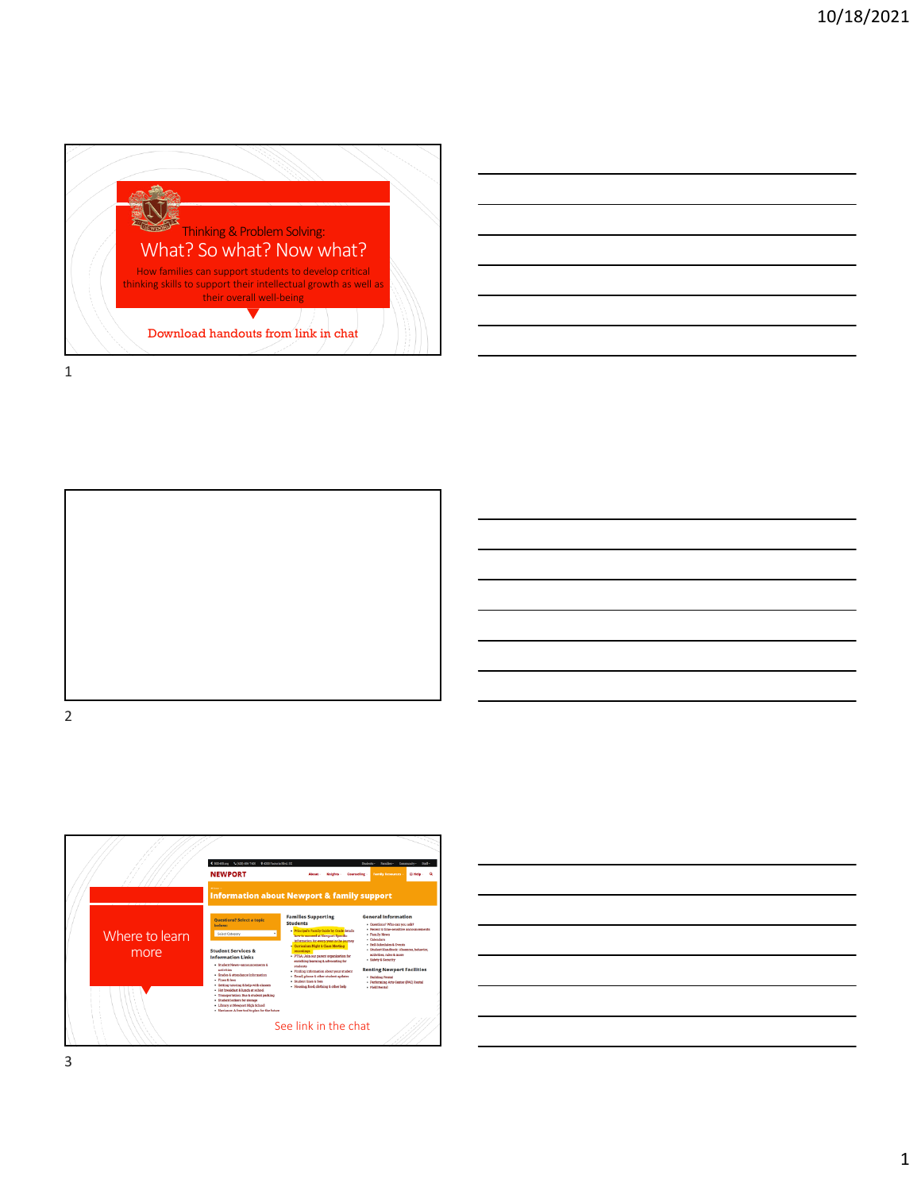Thinking & Problem Solving:

# What? So what? Now what?

How families can support students to develop critical thinking skills to support their intellectual growth as well as their overall well-being

Download handouts from link in chat

## Where to learn more

NEWPORT

Information about Newport & family support

See link in the chat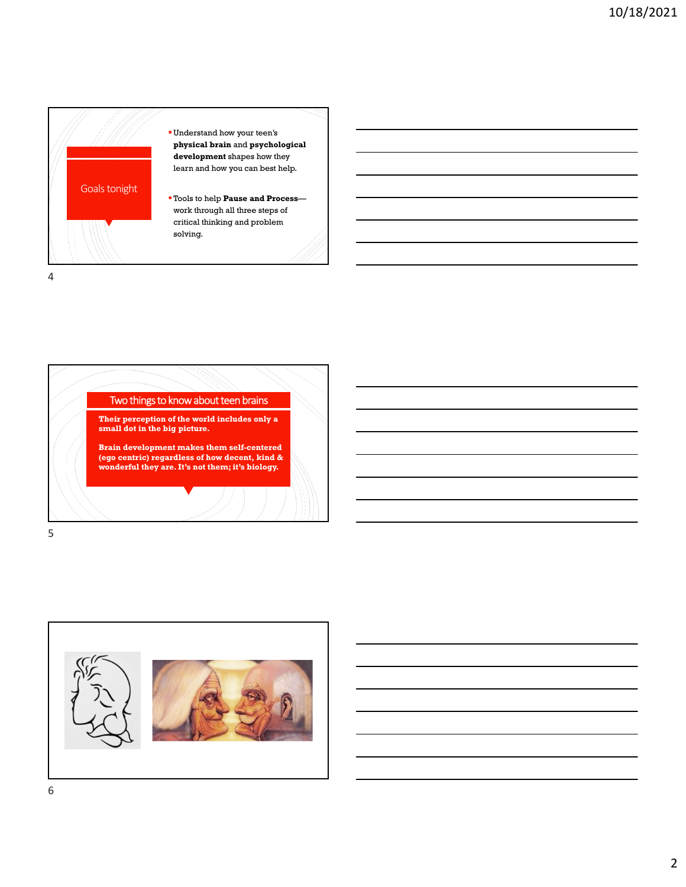## Goals tonight

- Understand how your teen's **physical brain** and **psychological development** shapes how they learn and how you can best help.
- Tools to help **Pause and Process**—work through all three steps of critical thinking and problem solving.

## Two things to know about teen brains

**Their perception of the world includes only a small dot in the big picture.**

**Brain development makes them self-centered (ego centric) regardless of how decent, kind & wonderful they are. It's not them; it's biology.**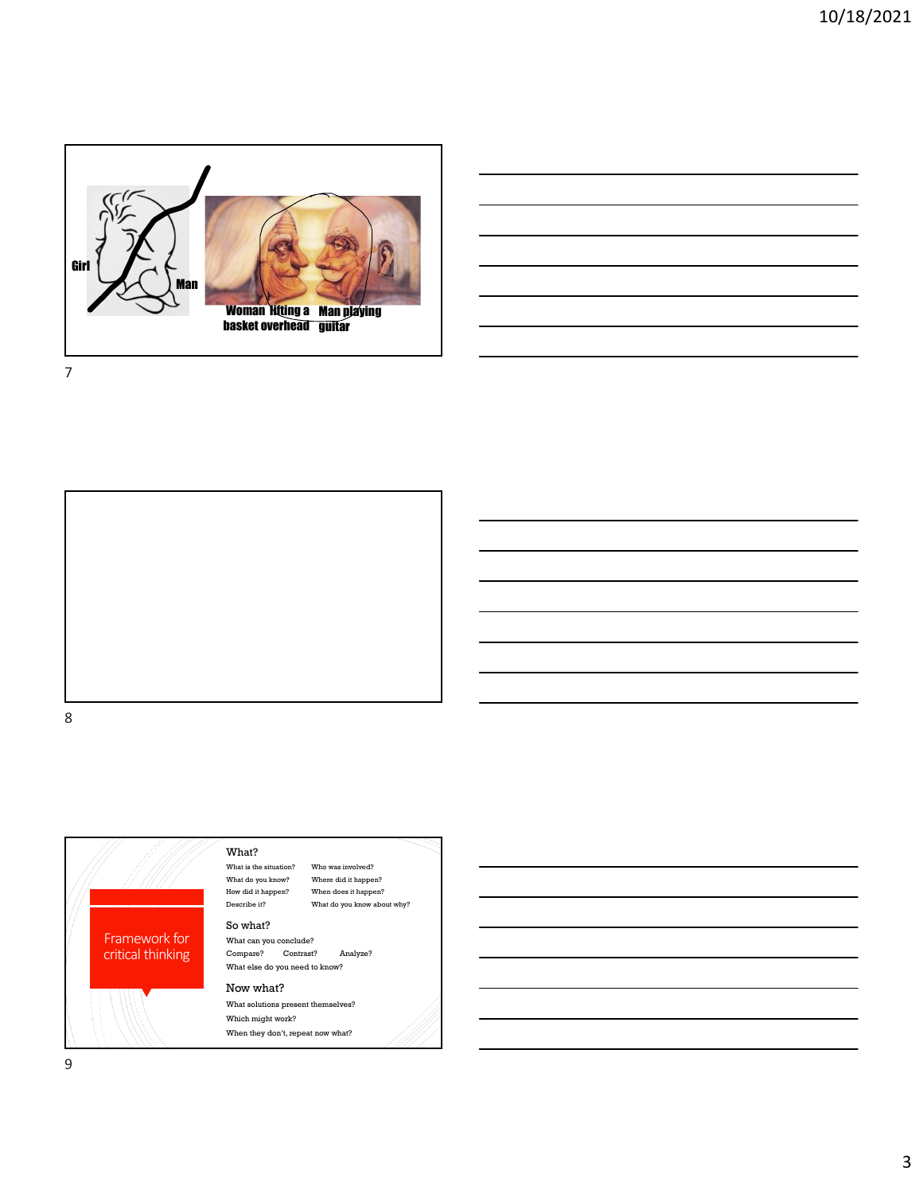Girl

Man

Woman lifting a basket overhead

Man playing guitar

Framework for critical thinking

What?

What is the situation?
Who was involved?
What do you know?
Where did it happen?
How did it happen?
When does it happen?
Describe it?
What do you know about why?

So what?

What can you conclude?

Compare? Contrast? Analyze?

What else do you need to know?

Now what?

What solutions present themselves?

Which might work?

When they don't, repeat now what?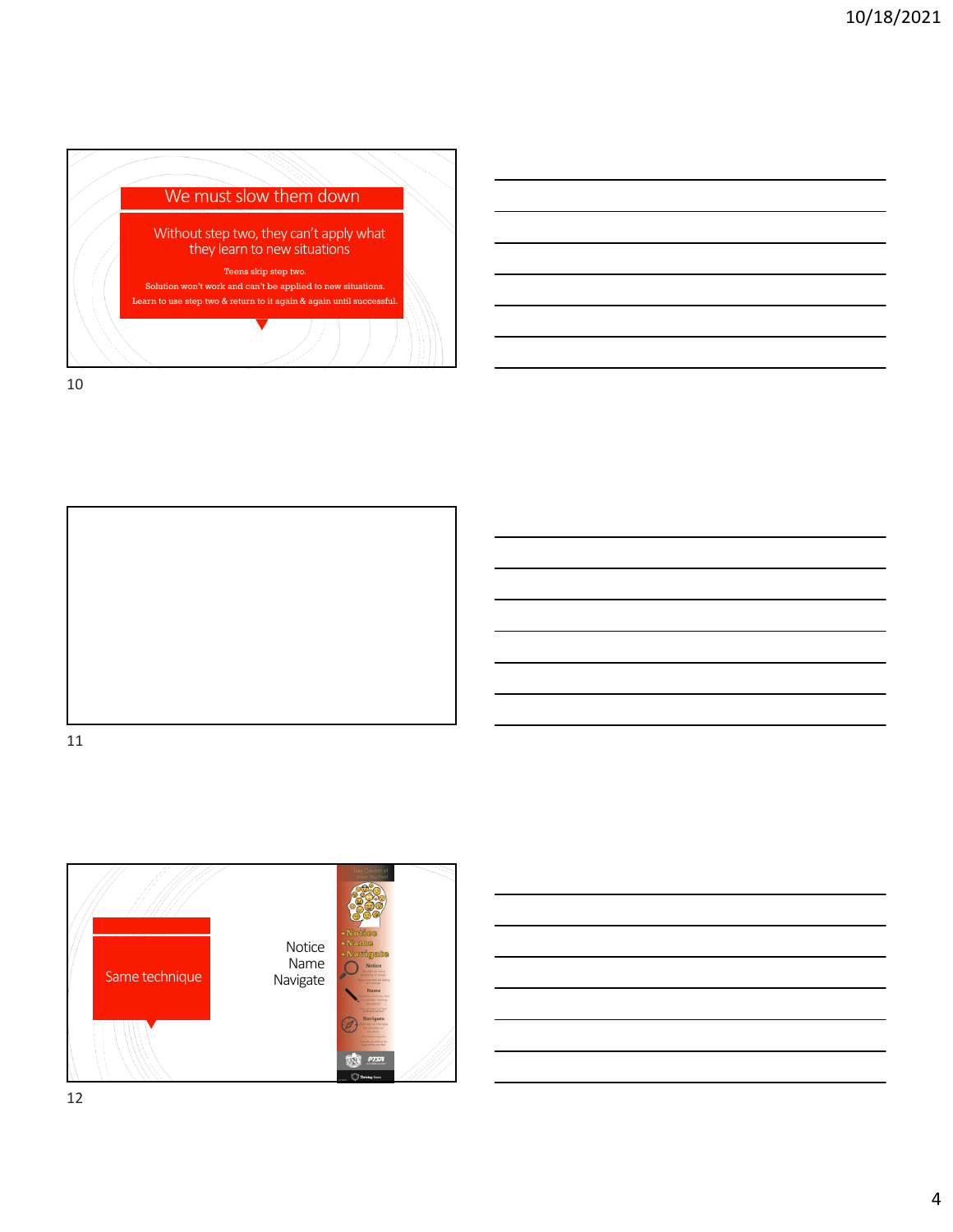## We must slow them down

Without step two, they can't apply what they learn to new situations

Teens skip step two.
Solution won't work and can't be applied to new situations.
Learn to use step two & return to it again & again until successful.

10

11

## Same technique

Notice
Name
Navigate

12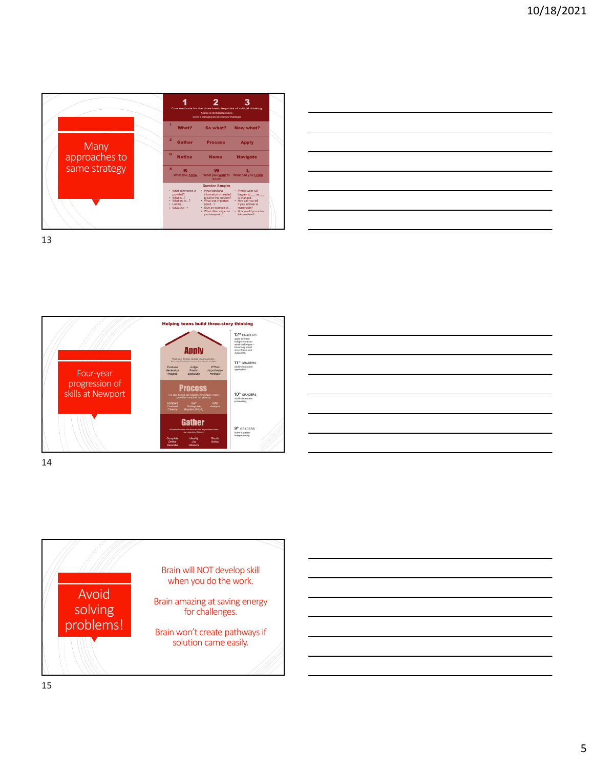## Many approaches to same strategy

| | 1 | 2 | 3 |
|---|---|---|---|
| | Four methods for the three basic inquiries of critical thinking | | |
| | Applies to intellectual problems | | |
| | Useful in managing Social-Emotional challenges | | |
| 1 | What? | So what? | Now what? |
| 2 | Gather | Process | Apply |
| 3 | Notice | Name | Navigate |
| 4 | K<br>What you Know | W<br>What you Want to know | L<br>What can you Learn |

**Question Samples**

- What information is provided?
- What is...?
- What led to...?
- List the...
- When did...?

- What additional information is needed to solve this problem?
- What was important about...?
- Give an example of...
- What other ways can you interpret...?

- Predict what will happen to ___ as ___ is changed.
- How can you tell if your answer is reasonable?
- How would you solve this problem?

## Four-year progression of skills at Newport

**Helping teens build three-story thinking**

**Apply** — Three-story thinkers idealize, imagine, predict—their thinking goes beyond the facts to insight.
Evaluate, Generalize, Imagine, Judge, Predict, Speculate, If/Then, Hypothesize, Forecast

**Process** — Two-story thinkers can independently compare, reason, generalize, using their fact gathering.
Compare, Contrast, Classify, Sort, Distinguish, Explain (Why?), Infer, Analyze

**Gather** — All fact collectors who have no aim beyond their facts are one-story thinkers.
Complete, Define, Describe, Identify, List, Observe, Recite, Select

- 12th GRADERS apply all three independently to adult challenges—becoming adept at synthesis and evaluation
- 11th GRADERS add independent application
- 10th GRADERS add independent processing
- 9th GRADERS learn to gather independently

## Avoid solving problems!

Brain will NOT develop skill when you do the work.

Brain amazing at saving energy for challenges.

Brain won't create pathways if solution came easily.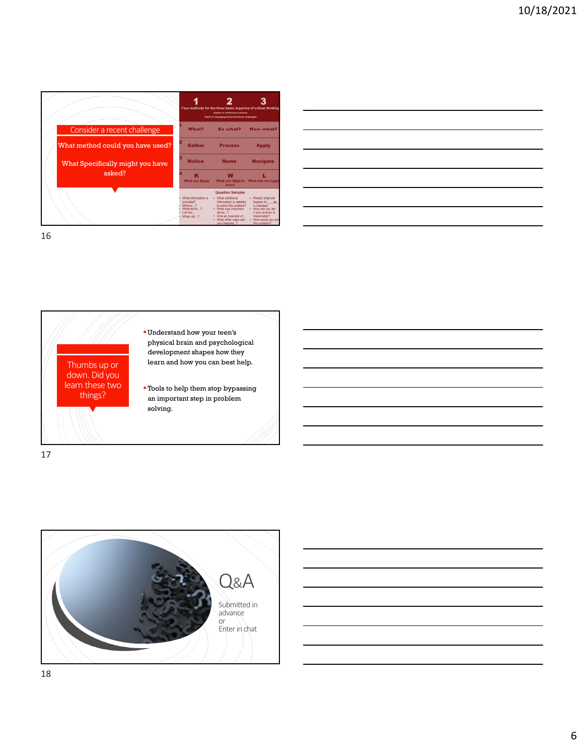Consider a recent challenge

What method could you have used?

What Specifically might you have asked?

| | 1 | 2 | 3 |
|---|---|---|---|
| Four methods for the three basic inquiries of critical thinking | | | |
| Applies to intellectual problems | | | |
| Useful in managing Social-Emotional challenges | | | |
| 1 | What? | So what? | Now what? |
| 2 | Gather | Process | Apply |
| 3 | Notice | Name | Navigate |
| 4 | K What you Know | W What you Want to know | L What can you Learn |

Question Samples

| | | |
|---|---|---|
| What information is provided? | What additional information is needed to solve this problem? | Predict what will happen to ___ as ___ is changed. |
| What is...? | What was important about...? | How can you tell if your answer is reasonable? |
| What led to...? | Give an example of... | How would you solve this problem? |
| List the... | What other ways can you interpret...? | |
| When did...? | | |

---

Thumbs up or down. Did you learn these two things?

- Understand how your teen's physical brain and psychological development shapes how they learn and how you can best help.
- Tools to help them stop bypassing an important step in problem solving.

---

Q&A

Submitted in advance
or
Enter in chat